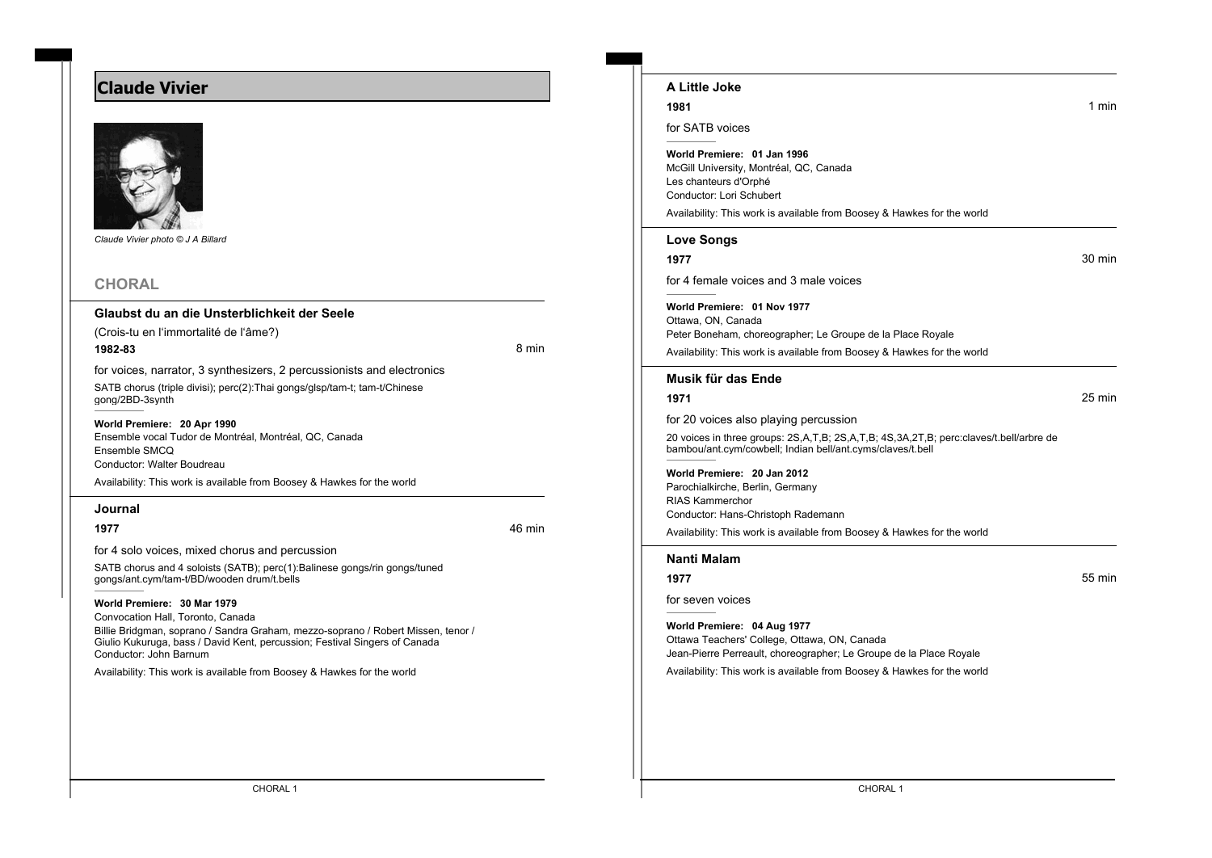# Claude Vivier

*Claude Vivier photo © J A Billard*

## CHORAL

### Glaubst du an die Unsterblichkeit der Seele

(Crois-tu en l'immortalité de l'âme?)

**1982-83** — 8 min

for voices, narrator, 3 synthesizers, 2 percussionists and electronics

SATB chorus (triple divisi); perc(2):Thai gongs/glsp/tam-t; tam-t/Chinese gong/2BD-3synth

**World Premiere: 20 Apr 1990**
Ensemble vocal Tudor de Montréal, Montréal, QC, Canada
Ensemble SMCQ
Conductor: Walter Boudreau

Availability: This work is available from Boosey & Hawkes for the world

### Journal

**1977** — 46 min

for 4 solo voices, mixed chorus and percussion

SATB chorus and 4 soloists (SATB); perc(1):Balinese gongs/rin gongs/tuned gongs/ant.cym/tam-t/BD/wooden drum/t.bells

**World Premiere: 30 Mar 1979**
Convocation Hall, Toronto, Canada
Billie Bridgman, soprano / Sandra Graham, mezzo-soprano / Robert Missen, tenor / Giulio Kukuruga, bass / David Kent, percussion; Festival Singers of Canada
Conductor: John Barnum

Availability: This work is available from Boosey & Hawkes for the world

### A Little Joke

**1981** — 1 min

for SATB voices

**World Premiere: 01 Jan 1996**
McGill University, Montréal, QC, Canada
Les chanteurs d'Orphé
Conductor: Lori Schubert

Availability: This work is available from Boosey & Hawkes for the world

### Love Songs

**1977** — 30 min

for 4 female voices and 3 male voices

**World Premiere: 01 Nov 1977**
Ottawa, ON, Canada
Peter Boneham, choreographer; Le Groupe de la Place Royale

Availability: This work is available from Boosey & Hawkes for the world

### Musik für das Ende

**1971** — 25 min

for 20 voices also playing percussion

20 voices in three groups: 2S,A,T,B; 2S,A,T,B; 4S,3A,2T,B; perc:claves/t.bell/arbre de bambou/ant.cym/cowbell; Indian bell/ant.cyms/claves/t.bell

**World Premiere: 20 Jan 2012**
Parochialkirche, Berlin, Germany
RIAS Kammerchor
Conductor: Hans-Christoph Rademann

Availability: This work is available from Boosey & Hawkes for the world

### Nanti Malam

**1977** — 55 min

for seven voices

**World Premiere: 04 Aug 1977**
Ottawa Teachers' College, Ottawa, ON, Canada
Jean-Pierre Perreault, choreographer; Le Groupe de la Place Royale

Availability: This work is available from Boosey & Hawkes for the world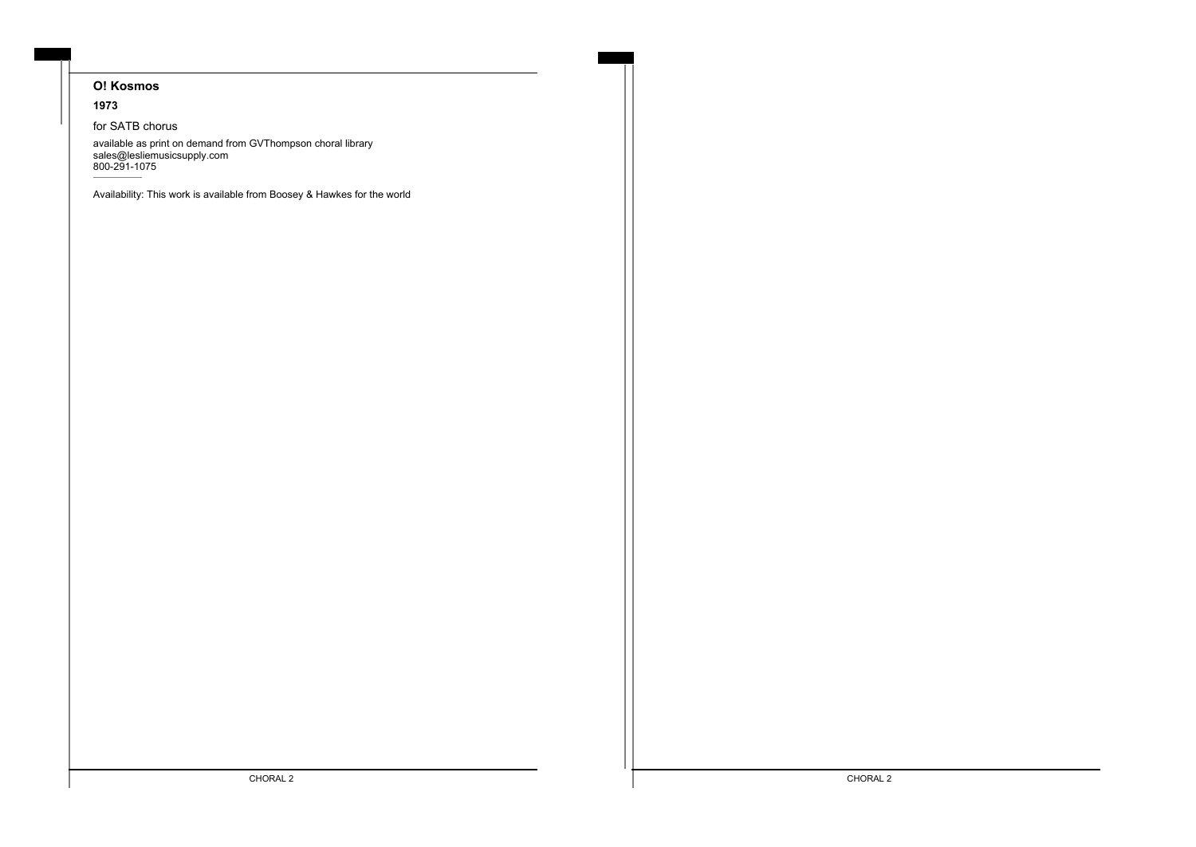## O! Kosmos

**1973**

for SATB chorus

available as print on demand from GVThompson choral library
sales@lesliemusicsupply.com
800-291-1075

Availability: This work is available from Boosey & Hawkes for the world